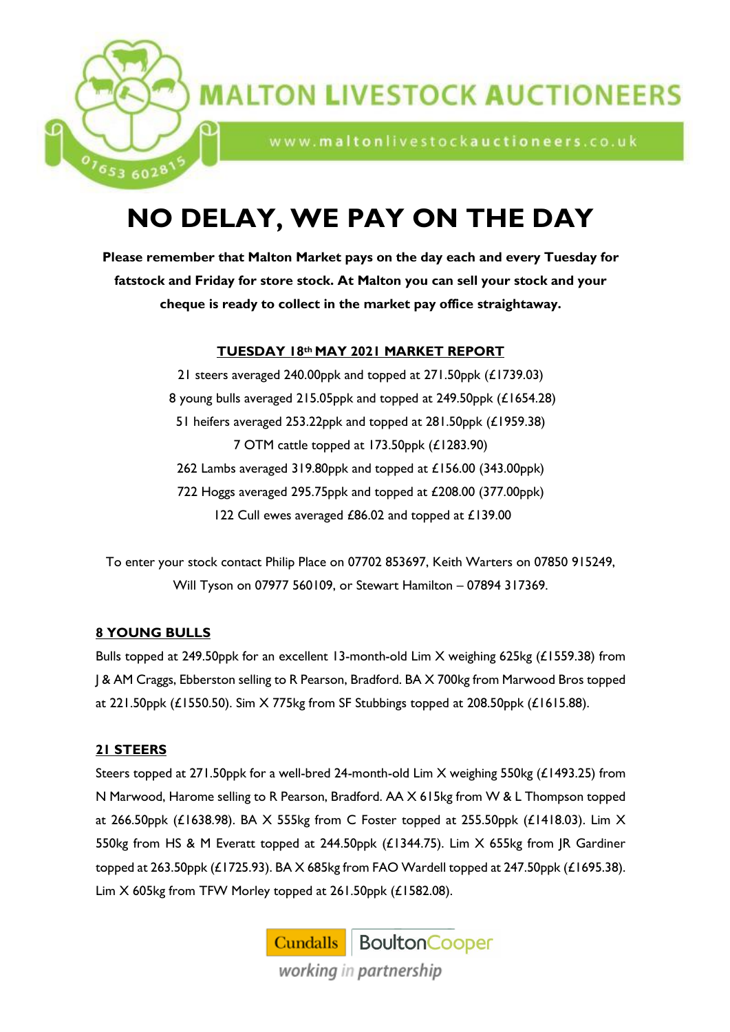# MALTON LIVESTOCK AUCTIONEERS

www.maltonlivestockauctioneers.co.uk

01653 602815

# NO DELAY, WE PAY ON THE DAY

**Please remember that Malton Market pays on the day each and every Tuesday for fatstock and Friday for store stock. At Malton you can sell your stock and your cheque is ready to collect in the market pay office straightaway.**

## TUESDAY 18th MAY 2021 MARKET REPORT

21 steers averaged 240.00ppk and topped at 271.50ppk (£1739.03)

8 young bulls averaged 215.05ppk and topped at 249.50ppk (£1654.28)

51 heifers averaged 253.22ppk and topped at 281.50ppk (£1959.38)

7 OTM cattle topped at 173.50ppk (£1283.90)

262 Lambs averaged 319.80ppk and topped at £156.00 (343.00ppk)

722 Hoggs averaged 295.75ppk and topped at £208.00 (377.00ppk)

122 Cull ewes averaged £86.02 and topped at £139.00

To enter your stock contact Philip Place on 07702 853697, Keith Warters on 07850 915249, Will Tyson on 07977 560109, or Stewart Hamilton – 07894 317369.

## 8 YOUNG BULLS

Bulls topped at 249.50ppk for an excellent 13-month-old Lim X weighing 625kg (£1559.38) from J & AM Craggs, Ebberston selling to R Pearson, Bradford. BA X 700kg from Marwood Bros topped at 221.50ppk (£1550.50). Sim X 775kg from SF Stubbings topped at 208.50ppk (£1615.88).

## 21 STEERS

Steers topped at 271.50ppk for a well-bred 24-month-old Lim X weighing 550kg (£1493.25) from N Marwood, Harome selling to R Pearson, Bradford. AA X 615kg from W & L Thompson topped at 266.50ppk (£1638.98). BA X 555kg from C Foster topped at 255.50ppk (£1418.03). Lim X 550kg from HS & M Everatt topped at 244.50ppk (£1344.75). Lim X 655kg from JR Gardiner topped at 263.50ppk (£1725.93). BA X 685kg from FAO Wardell topped at 247.50ppk (£1695.38). Lim X 605kg from TFW Morley topped at 261.50ppk (£1582.08).

Cundalls | BoultonCooper
*working in partnership*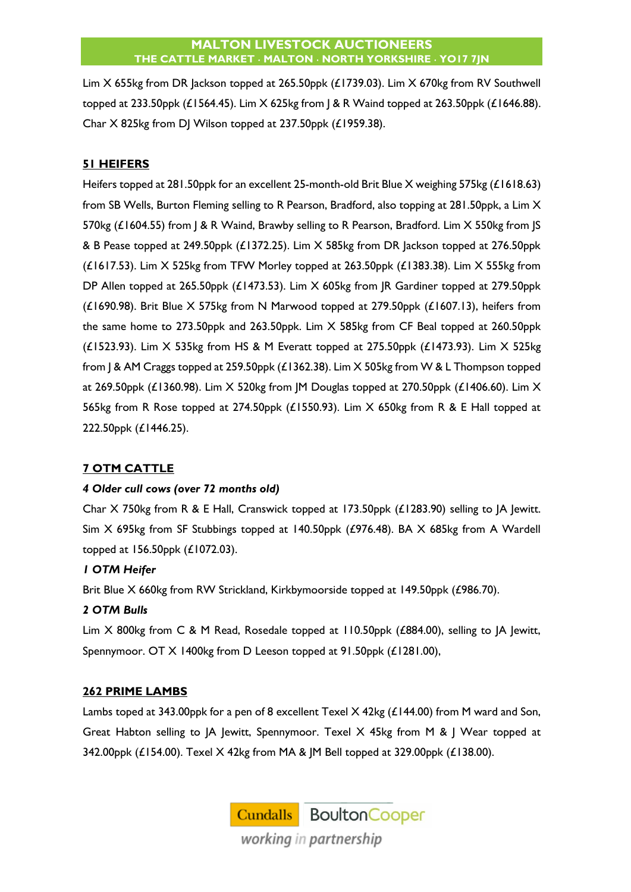Lim X 655kg from DR Jackson topped at 265.50ppk (£1739.03). Lim X 670kg from RV Southwell topped at 233.50ppk (£1564.45). Lim X 625kg from J & R Waind topped at 263.50ppk (£1646.88). Char X 825kg from DJ Wilson topped at 237.50ppk (£1959.38).

## 51 HEIFERS

Heifers topped at 281.50ppk for an excellent 25-month-old Brit Blue X weighing 575kg (£1618.63) from SB Wells, Burton Fleming selling to R Pearson, Bradford, also topping at 281.50ppk, a Lim X 570kg (£1604.55) from J & R Waind, Brawby selling to R Pearson, Bradford. Lim X 550kg from JS & B Pease topped at 249.50ppk (£1372.25). Lim X 585kg from DR Jackson topped at 276.50ppk (£1617.53). Lim X 525kg from TFW Morley topped at 263.50ppk (£1383.38). Lim X 555kg from DP Allen topped at 265.50ppk (£1473.53). Lim X 605kg from JR Gardiner topped at 279.50ppk (£1690.98). Brit Blue X 575kg from N Marwood topped at 279.50ppk (£1607.13), heifers from the same home to 273.50ppk and 263.50ppk. Lim X 585kg from CF Beal topped at 260.50ppk (£1523.93). Lim X 535kg from HS & M Everatt topped at 275.50ppk (£1473.93). Lim X 525kg from J & AM Craggs topped at 259.50ppk (£1362.38). Lim X 505kg from W & L Thompson topped at 269.50ppk (£1360.98). Lim X 520kg from JM Douglas topped at 270.50ppk (£1406.60). Lim X 565kg from R Rose topped at 274.50ppk (£1550.93). Lim X 650kg from R & E Hall topped at 222.50ppk (£1446.25).

## 7 OTM CATTLE

***4 Older cull cows (over 72 months old)***

Char X 750kg from R & E Hall, Cranswick topped at 173.50ppk (£1283.90) selling to JA Jewitt. Sim X 695kg from SF Stubbings topped at 140.50ppk (£976.48). BA X 685kg from A Wardell topped at 156.50ppk (£1072.03).

***1 OTM Heifer***

Brit Blue X 660kg from RW Strickland, Kirkbymoorside topped at 149.50ppk (£986.70).

***2 OTM Bulls***

Lim X 800kg from C & M Read, Rosedale topped at 110.50ppk (£884.00), selling to JA Jewitt, Spennymoor. OT X 1400kg from D Leeson topped at 91.50ppk (£1281.00),

## 262 PRIME LAMBS

Lambs toped at 343.00ppk for a pen of 8 excellent Texel X 42kg (£144.00) from M ward and Son, Great Habton selling to JA Jewitt, Spennymoor. Texel X 45kg from M & J Wear topped at 342.00ppk (£154.00). Texel X 42kg from MA & JM Bell topped at 329.00ppk (£138.00).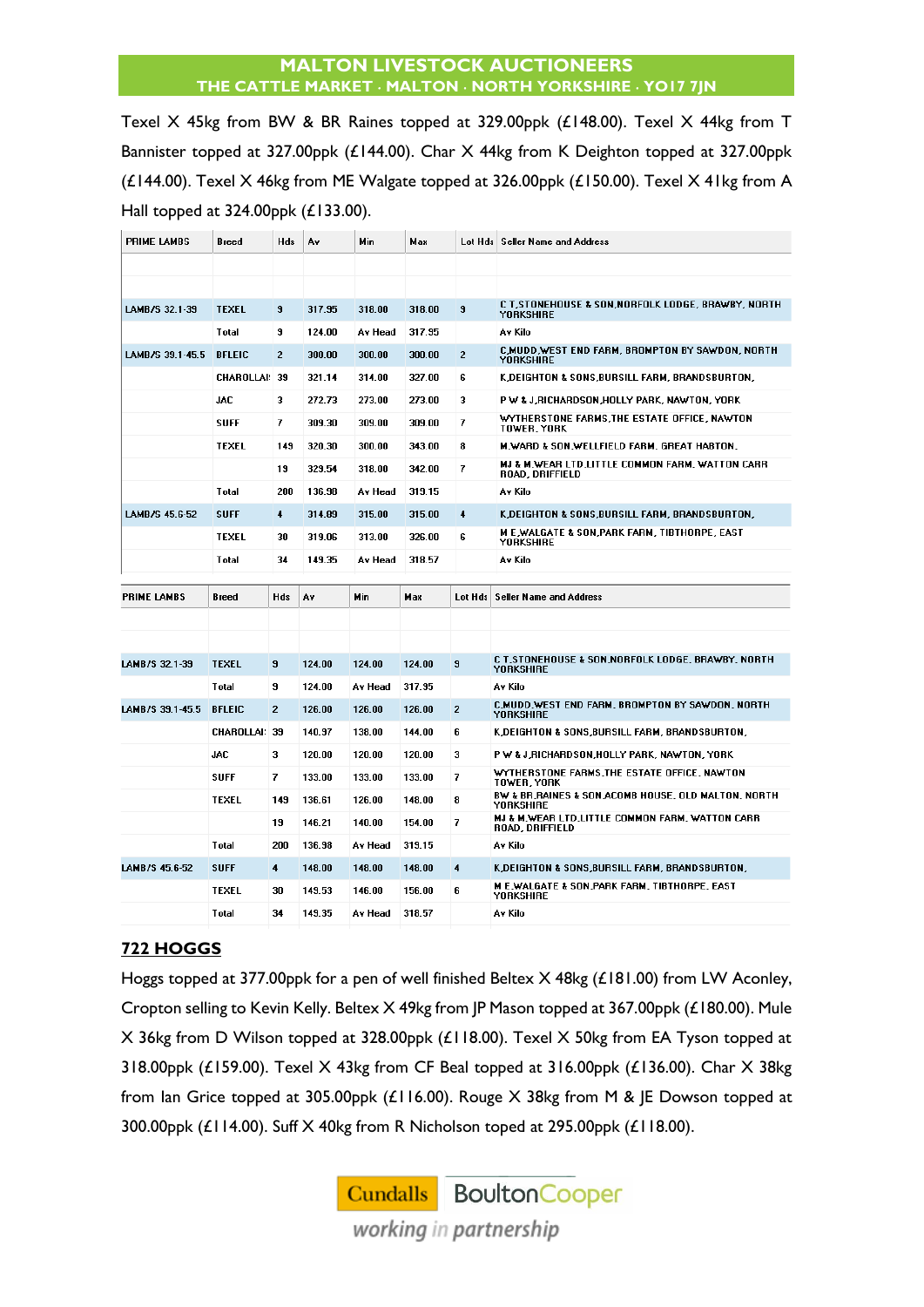Texel X 45kg from BW & BR Raines topped at 329.00ppk (£148.00). Texel X 44kg from T Bannister topped at 327.00ppk (£144.00). Char X 44kg from K Deighton topped at 327.00ppk (£144.00). Texel X 46kg from ME Walgate topped at 326.00ppk (£150.00). Texel X 41kg from A Hall topped at 324.00ppk (£133.00).

| PRIME LAMBS | Breed | Hds | Av | Min | Max | Lot Hds | Seller Name and Address |
|---|---|---|---|---|---|---|---|
| | | | | | | | |
| | | | | | | | |
| LAMB/S 32.1-39 | TEXEL | 9 | 317.95 | 318.00 | 318.00 | 9 | C T STONEHOUSE & SON,NORFOLK LODGE, BRAWBY, NORTH YORKSHIRE |
| | Total | 9 | 124.00 | Av Head | 317.95 | | Av Kilo |
| LAMB/S 39.1-45.5 | BFLEIC | 2 | 300.00 | 300.00 | 300.00 | 2 | C,MUDD,WEST END FARM, BROMPTON BY SAWDON, NORTH YORKSHIRE |
| | CHAROLLAI | 39 | 321.14 | 314.00 | 327.00 | 6 | K,DEIGHTON & SONS,BURSILL FARM, BRANDSBURTON, |
| | JAC | 3 | 272.73 | 273.00 | 273.00 | 3 | P W & J,RICHARDSON,HOLLY PARK, NAWTON, YORK |
| | SUFF | 7 | 309.30 | 309.00 | 309.00 | 7 | WYTHERSTONE FARMS,THE ESTATE OFFICE, NAWTON TOWER, YORK |
| | TEXEL | 149 | 320.30 | 300.00 | 343.00 | 8 | M,WARD & SON,WELLFIELD FARM, GREAT HABTON, |
| | | 19 | 329.54 | 318.00 | 342.00 | 7 | MJ & M,WEAR LTD,LITTLE COMMON FARM, WATTON CARR ROAD, DRIFFIELD |
| | Total | 200 | 136.98 | Av Head | 319.15 | | Av Kilo |
| LAMB/S 45.6-52 | SUFF | 4 | 314.89 | 315.00 | 315.00 | 4 | K,DEIGHTON & SONS,BURSILL FARM, BRANDSBURTON, |
| | TEXEL | 30 | 319.06 | 313.00 | 326.00 | 6 | M E,WALGATE & SON,PARK FARM, TIBTHORPE, EAST YORKSHIRE |
| | Total | 34 | 149.35 | Av Head | 318.57 | | Av Kilo |

| PRIME LAMBS | Breed | Hds | Av | Min | Max | Lot Hds | Seller Name and Address |
|---|---|---|---|---|---|---|---|
| | | | | | | | |
| | | | | | | | |
| LAMB/S 32.1-39 | TEXEL | 9 | 124.00 | 124.00 | 124.00 | 9 | C T,STONEHOUSE & SON,NORFOLK LODGE, BRAWBY, NORTH YORKSHIRE |
| | Total | 9 | 124.00 | Av Head | 317.95 | | Av Kilo |
| LAMB/S 39.1-45.5 | BFLEIC | 2 | 126.00 | 126.00 | 126.00 | 2 | C,MUDD,WEST END FARM, BROMPTON BY SAWDON, NORTH YORKSHIRE |
| | CHAROLLAI | 39 | 140.97 | 138.00 | 144.00 | 6 | K,DEIGHTON & SONS,BURSILL FARM, BRANDSBURTON, |
| | JAC | 3 | 120.00 | 120.00 | 120.00 | 3 | P W & J,RICHARDSON,HOLLY PARK, NAWTON, YORK |
| | SUFF | 7 | 133.00 | 133.00 | 133.00 | 7 | WYTHERSTONE FARMS,THE ESTATE OFFICE, NAWTON TOWER, YORK |
| | TEXEL | 149 | 136.61 | 126.00 | 148.00 | 8 | BW & BR,RAINES & SON,ACOMB HOUSE, OLD MALTON, NORTH YORKSHIRE |
| | | 19 | 146.21 | 140.00 | 154.00 | 7 | MJ & M,WEAR LTD,LITTLE COMMON FARM, WATTON CARR ROAD, DRIFFIELD |
| | Total | 200 | 136.98 | Av Head | 319.15 | | Av Kilo |
| LAMB/S 45.6-52 | SUFF | 4 | 148.00 | 148.00 | 148.00 | 4 | K,DEIGHTON & SONS,BURSILL FARM, BRANDSBURTON, |
| | TEXEL | 30 | 149.53 | 146.00 | 156.00 | 6 | M E,WALGATE & SON,PARK FARM, TIBTHORPE, EAST YORKSHIRE |
| | Total | 34 | 149.35 | Av Head | 318.57 | | Av Kilo |

## 722 HOGGS

Hoggs topped at 377.00ppk for a pen of well finished Beltex X 48kg (£181.00) from LW Aconley, Cropton selling to Kevin Kelly. Beltex X 49kg from JP Mason topped at 367.00ppk (£180.00). Mule X 36kg from D Wilson topped at 328.00ppk (£118.00). Texel X 50kg from EA Tyson topped at 318.00ppk (£159.00). Texel X 43kg from CF Beal topped at 316.00ppk (£136.00). Char X 38kg from Ian Grice topped at 305.00ppk (£116.00). Rouge X 38kg from M & JE Dowson topped at 300.00ppk (£114.00). Suff X 40kg from R Nicholson toped at 295.00ppk (£118.00).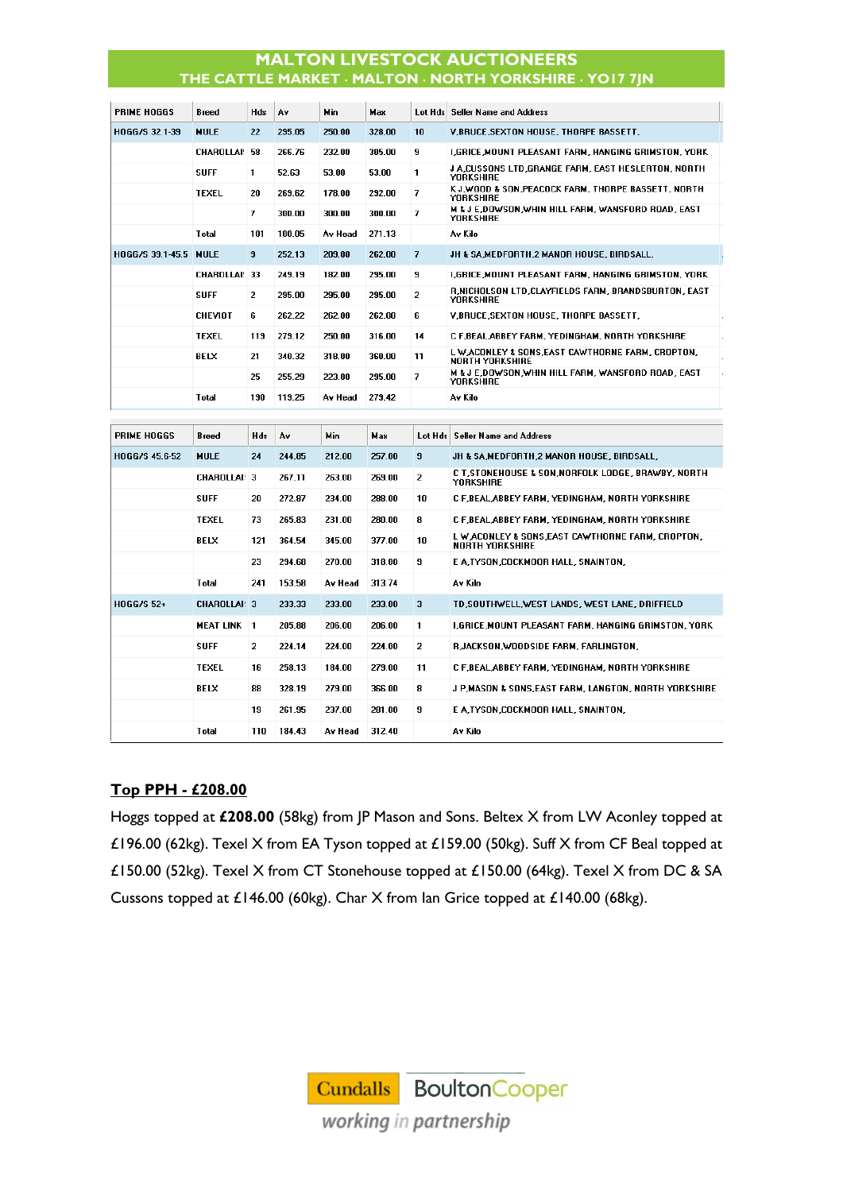# MALTON LIVESTOCK AUCTIONEERS
## THE CATTLE MARKET · MALTON · NORTH YORKSHIRE · YO17 7JN

| PRIME HOGGS | Breed | Hds | Av | Min | Max | Lot Hds | Seller Name and Address |
|---|---|---|---|---|---|---|---|
| HOGG/S 32.1-39 | MULE | 22 | 295.05 | 250.00 | 328.00 | 10 | V.BRUCE,SEXTON HOUSE, THORPE BASSETT, |
| | CHAROLLAI | 58 | 266.76 | 232.00 | 305.00 | 9 | I,GRICE,MOUNT PLEASANT FARM, HANGING GRIMSTON, YORK |
| | SUFF | 1 | 52.63 | 53.00 | 53.00 | 1 | J A,CUSSONS LTD,GRANGE FARM, EAST HESLERTON, NORTH YORKSHIRE |
| | TEXEL | 20 | 269.62 | 178.00 | 292.00 | 7 | K J,WOOD & SON,PEACOCK FARM, THORPE BASSETT, NORTH YORKSHIRE |
| | | 7 | 300.00 | 300.00 | 300.00 | 7 | M & J E,DOWSON,WHIN HILL FARM, WANSFORD ROAD, EAST YORKSHIRE |
| | Total | 101 | 100.05 | Av Head | 271.13 | | Av Kilo |
| HOGG/S 39.1-45.5 | MULE | 9 | 252.13 | 209.00 | 262.00 | 7 | JH & SA,MEDFORTH,2 MANOR HOUSE, BIRDSALL, |
| | CHAROLLAI | 33 | 249.19 | 182.00 | 295.00 | 9 | I,GRICE,MOUNT PLEASANT FARM, HANGING GRIMSTON, YORK |
| | SUFF | 2 | 295.00 | 295.00 | 295.00 | 2 | R,NICHOLSON LTD,CLAYFIELDS FARM, BRANDSBURTON, EAST YORKSHIRE |
| | CHEVIOT | 6 | 262.22 | 262.00 | 262.00 | 6 | V,BRUCE,SEXTON HOUSE, THORPE BASSETT, |
| | TEXEL | 119 | 279.12 | 250.00 | 316.00 | 14 | C F,BEAL,ABBEY FARM, YEDINGHAM, NORTH YORKSHIRE |
| | BELX | 21 | 340.32 | 318.00 | 360.00 | 11 | L W,ACONLEY & SONS,EAST CAWTHORNE FARM, CROPTON, NORTH YORKSHIRE |
| | | 25 | 255.29 | 223.00 | 295.00 | 7 | M & J E,DOWSON,WHIN HILL FARM, WANSFORD ROAD, EAST YORKSHIRE |
| | Total | 190 | 119.25 | Av Head | 279.42 | | Av Kilo |

| PRIME HOGGS | Breed | Hds | Av | Min | Max | Lot Hds | Seller Name and Address |
|---|---|---|---|---|---|---|---|
| HOGG/S 45.6-52 | MULE | 24 | 244.85 | 212.00 | 257.00 | 9 | JH & SA,MEDFORTH,2 MANOR HOUSE, BIRDSALL, |
| | CHAROLLAI | 3 | 267.11 | 263.00 | 269.00 | 2 | C T,STONEHOUSE & SON,NORFOLK LODGE, BRAWBY, NORTH YORKSHIRE |
| | SUFF | 20 | 272.87 | 234.00 | 288.00 | 10 | C F,BEAL,ABBEY FARM, YEDINGHAM, NORTH YORKSHIRE |
| | TEXEL | 73 | 265.83 | 231.00 | 280.00 | 8 | C F,BEAL,ABBEY FARM, YEDINGHAM, NORTH YORKSHIRE |
| | BELX | 121 | 364.54 | 345.00 | 377.00 | 10 | L W,ACONLEY & SONS,EAST CAWTHORNE FARM, CROPTON, NORTH YORKSHIRE |
| | | 23 | 294.68 | 270.00 | 318.00 | 9 | E A,TYSON,COCKMOOR HALL, SNAINTON, |
| | Total | 241 | 153.58 | Av Head | 313.74 | | Av Kilo |
| HOGG/S 52+ | CHAROLLAI | 3 | 233.33 | 233.00 | 233.00 | 3 | TD,SOUTHWELL,WEST LANDS, WEST LANE, DRIFFIELD |
| | MEAT LINK | 1 | 205.88 | 206.00 | 206.00 | 1 | I,GRICE,MOUNT PLEASANT FARM, HANGING GRIMSTON, YORK |
| | SUFF | 2 | 224.14 | 224.00 | 224.00 | 2 | R,JACKSON,WOODSIDE FARM, FARLINGTON, |
| | TEXEL | 16 | 258.13 | 184.00 | 279.00 | 11 | C F,BEAL,ABBEY FARM, YEDINGHAM, NORTH YORKSHIRE |
| | BELX | 88 | 328.19 | 279.00 | 366.00 | 8 | J P,MASON & SONS,EAST FARM, LANGTON, NORTH YORKSHIRE |
| | | 19 | 261.95 | 237.00 | 281.00 | 9 | E A,TYSON,COCKMOOR HALL, SNAINTON, |
| | Total | 110 | 184.43 | Av Head | 312.40 | | Av Kilo |

**Top PPH - £208.00**

Hoggs topped at **£208.00** (58kg) from JP Mason and Sons. Beltex X from LW Aconley topped at £196.00 (62kg). Texel X from EA Tyson topped at £159.00 (50kg). Suff X from CF Beal topped at £150.00 (52kg). Texel X from CT Stonehouse topped at £150.00 (64kg). Texel X from DC & SA Cussons topped at £146.00 (60kg). Char X from Ian Grice topped at £140.00 (68kg).

Cundalls BoultonCooper *working in partnership*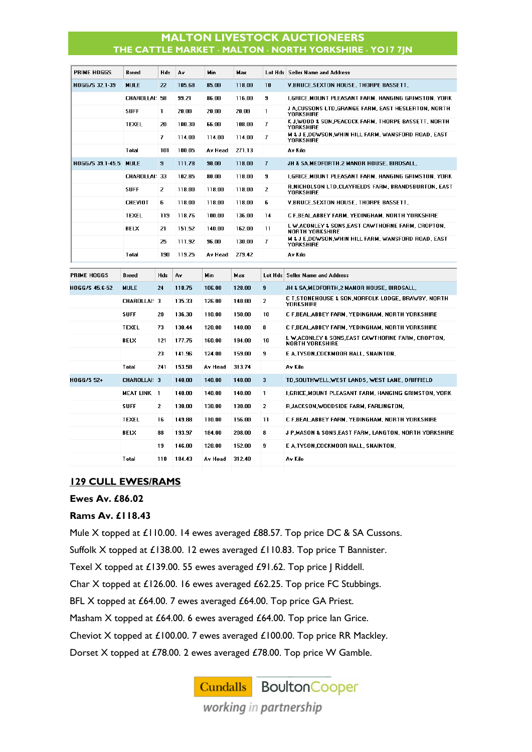# MALTON LIVESTOCK AUCTIONEERS
## THE CATTLE MARKET · MALTON · NORTH YORKSHIRE · YO17 7JN

| PRIME HOGGS | Breed | Hds | Av | Min | Max | Lot Hds | Seller Name and Address |
|---|---|---|---|---|---|---|---|
| HOGG/S 32.1-39 | MULE | 22 | 105.68 | 85.00 | 118.00 | 10 | V.BRUCE,SEXTON HOUSE, THORPE BASSETT, |
| | CHAROLLAI: | 58 | 99.21 | 86.00 | 116.00 | 9 | I,GRICE,MOUNT PLEASANT FARM, HANGING GRIMSTON, YORK |
| | SUFF | 1 | 20.00 | 20.00 | 20.00 | 1 | J A,CUSSONS LTD,GRANGE FARM, EAST HESLERTON, NORTH YORKSHIRE |
| | TEXEL | 20 | 100.30 | 66.00 | 108.00 | 7 | K J,WOOD & SON,PEACOCK FARM, THORPE BASSETT, NORTH YORKSHIRE |
| | | 7 | 114.00 | 114.00 | 114.00 | 7 | M & J E,DOWSON,WHIN HILL FARM, WANSFORD ROAD, EAST YORKSHIRE |
| | Total | 101 | 100.05 | Av Head | 271.13 | | Av Kilo |
| HOGG/S 39.1-45.5 | MULE | 9 | 111.78 | 90.00 | 118.00 | 7 | JH & SA,MEDFORTH,2 MANOR HOUSE, BIRDSALL, |
| | CHAROLLAI: | 33 | 102.85 | 80.00 | 118.00 | 9 | I,GRICE,MOUNT PLEASANT FARM, HANGING GRIMSTON, YORK |
| | SUFF | 2 | 118.00 | 118.00 | 118.00 | 2 | R,NICHOLSON LTD,CLAYFIELDS FARM, BRANDSBURTON, EAST YORKSHIRE |
| | CHEVIOT | 6 | 118.00 | 118.00 | 118.00 | 6 | V,BRUCE,SEXTON HOUSE, THORPE BASSETT, |
| | TEXEL | 119 | 118.76 | 100.00 | 136.00 | 14 | C F,BEAL,ABBEY FARM, YEDINGHAM, NORTH YORKSHIRE |
| | BELX | 21 | 151.52 | 140.00 | 162.00 | 11 | L W,ACONLEY & SONS,EAST CAWTHORNE FARM, CROPTON, NORTH YORKSHIRE |
| | | 25 | 111.92 | 96.00 | 130.00 | 7 | M & J E,DOWSON,WHIN HILL FARM, WANSFORD ROAD, EAST YORKSHIRE |
| | Total | 190 | 119.25 | Av Head | 279.42 | | Av Kilo |

| PRIME HOGGS | Breed | Hds | Av | Min | Max | Lot Hds | Seller Name and Address |
|---|---|---|---|---|---|---|---|
| HOGG/S 45.6-52 | MULE | 24 | 118.75 | 106.00 | 128.00 | 9 | JH & SA,MEDFORTH,2 MANOR HOUSE, BIRDSALL, |
| | CHAROLLAI: | 3 | 135.33 | 126.00 | 140.00 | 2 | C T,STONEHOUSE & SON,NORFOLK LODGE, BRAWBY, NORTH YORKSHIRE |
| | SUFF | 20 | 136.30 | 110.00 | 150.00 | 10 | C F,BEAL,ABBEY FARM, YEDINGHAM, NORTH YORKSHIRE |
| | TEXEL | 73 | 130.44 | 120.00 | 140.00 | 8 | C F,BEAL,ABBEY FARM, YEDINGHAM, NORTH YORKSHIRE |
| | BELX | 121 | 177.75 | 160.00 | 194.00 | 10 | L W,ACONLEY & SONS,EAST CAWTHORNE FARM, CROPTON, NORTH YORKSHIRE |
| | | 23 | 141.96 | 124.00 | 159.00 | 9 | E A,TYSON,COCKMOOR HALL, SNAINTON, |
| | Total | 241 | 153.58 | Av Head | 313.74 | | Av Kilo |
| HOGG/S 52+ | CHAROLLAI: | 3 | 140.00 | 140.00 | 140.00 | 3 | TD,SOUTHWELL,WEST LANDS, WEST LANE, DRIFFIELD |
| | MEAT LINK | 1 | 140.00 | 140.00 | 140.00 | 1 | I,GRICE,MOUNT PLEASANT FARM, HANGING GRIMSTON, YORK |
| | SUFF | 2 | 130.00 | 130.00 | 130.00 | 2 | R,JACKSON,WOODSIDE FARM, FARLINGTON, |
| | TEXEL | 16 | 149.88 | 110.00 | 156.00 | 11 | C F,BEAL,ABBEY FARM, YEDINGHAM, NORTH YORKSHIRE |
| | BELX | 88 | 193.97 | 184.00 | 208.00 | 8 | J P,MASON & SONS,EAST FARM, LANGTON, NORTH YORKSHIRE |
| | | 19 | 146.00 | 120.00 | 152.00 | 9 | E A,TYSON,COCKMOOR HALL, SNAINTON, |
| | Total | 110 | 184.43 | Av Head | 312.40 | | Av Kilo |

## 129 CULL EWES/RAMS

**Ewes Av. £86.02**

**Rams Av. £118.43**

Mule X topped at £110.00. 14 ewes averaged £88.57. Top price DC & SA Cussons.

Suffolk X topped at £138.00. 12 ewes averaged £110.83. Top price T Bannister.

Texel X topped at £139.00. 55 ewes averaged £91.62. Top price J Riddell.

Char X topped at £126.00. 16 ewes averaged £62.25. Top price FC Stubbings.

BFL X topped at £64.00. 7 ewes averaged £64.00. Top price GA Priest.

Masham X topped at £64.00. 6 ewes averaged £64.00. Top price Ian Grice.

Cheviot X topped at £100.00. 7 ewes averaged £100.00. Top price RR Mackley.

Dorset X topped at £78.00. 2 ewes averaged £78.00. Top price W Gamble.

Cundalls BoultonCooper working in partnership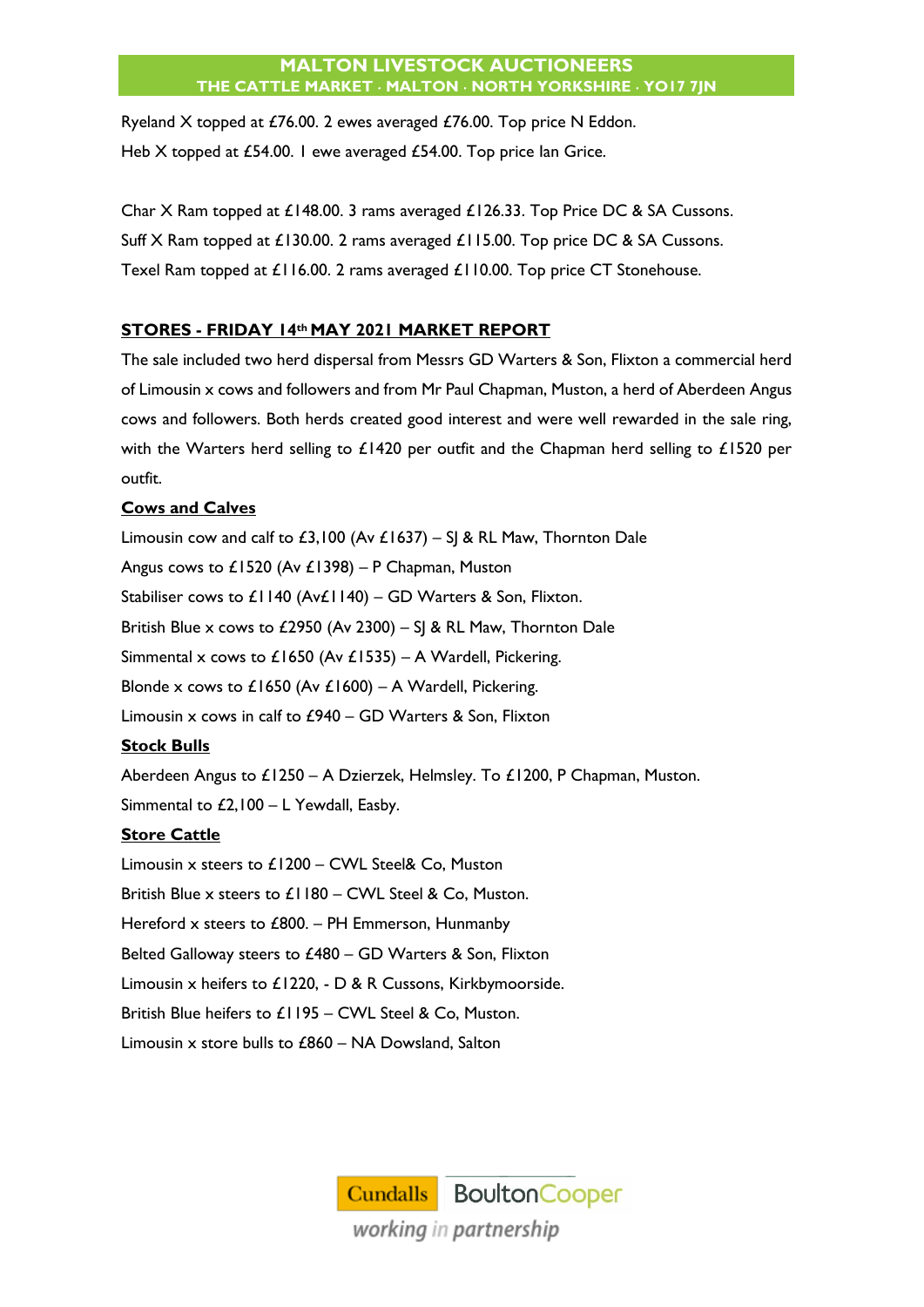Ryeland X topped at £76.00. 2 ewes averaged £76.00. Top price N Eddon.
Heb X topped at £54.00. 1 ewe averaged £54.00. Top price Ian Grice.

Char X Ram topped at £148.00. 3 rams averaged £126.33. Top Price DC & SA Cussons.
Suff X Ram topped at £130.00. 2 rams averaged £115.00. Top price DC & SA Cussons.
Texel Ram topped at £116.00. 2 rams averaged £110.00. Top price CT Stonehouse.

## **STORES - FRIDAY 14th MAY 2021 MARKET REPORT**

The sale included two herd dispersal from Messrs GD Warters & Son, Flixton a commercial herd of Limousin x cows and followers and from Mr Paul Chapman, Muston, a herd of Aberdeen Angus cows and followers. Both herds created good interest and were well rewarded in the sale ring, with the Warters herd selling to £1420 per outfit and the Chapman herd selling to £1520 per outfit.

### **Cows and Calves**

Limousin cow and calf to £3,100 (Av £1637) – SJ & RL Maw, Thornton Dale
Angus cows to £1520 (Av £1398) – P Chapman, Muston
Stabiliser cows to £1140 (Av£1140) – GD Warters & Son, Flixton.
British Blue x cows to £2950 (Av 2300) – SJ & RL Maw, Thornton Dale
Simmental x cows to £1650 (Av £1535) – A Wardell, Pickering.
Blonde x cows to £1650 (Av £1600) – A Wardell, Pickering.
Limousin x cows in calf to £940 – GD Warters & Son, Flixton

### **Stock Bulls**

Aberdeen Angus to £1250 – A Dzierzek, Helmsley. To £1200, P Chapman, Muston.
Simmental to £2,100 – L Yewdall, Easby.

### **Store Cattle**

Limousin x steers to £1200 – CWL Steel& Co, Muston
British Blue x steers to £1180 – CWL Steel & Co, Muston.
Hereford x steers to £800. – PH Emmerson, Hunmanby
Belted Galloway steers to £480 – GD Warters & Son, Flixton
Limousin x heifers to £1220, - D & R Cussons, Kirkbymoorside.
British Blue heifers to £1195 – CWL Steel & Co, Muston.
Limousin x store bulls to £860 – NA Dowsland, Salton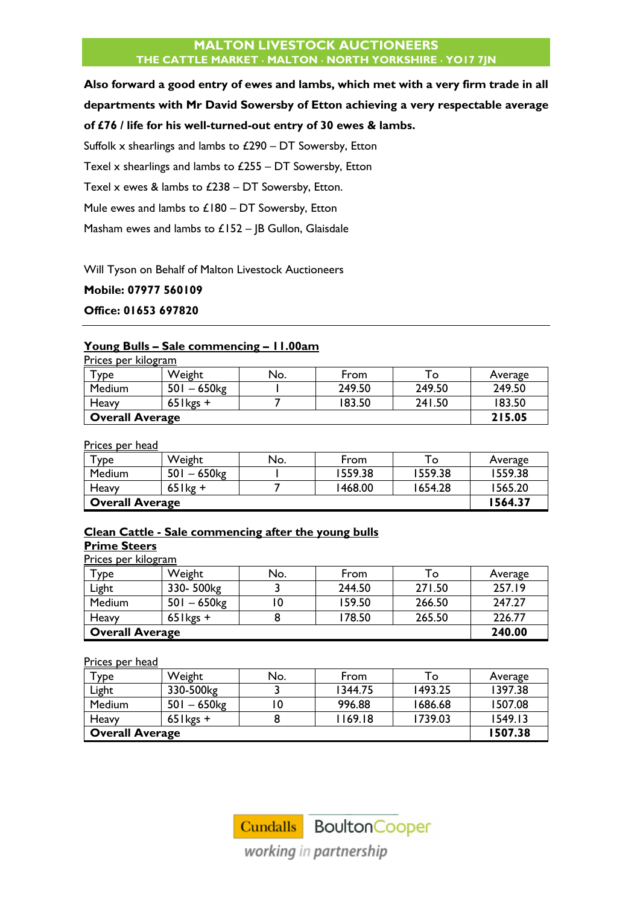**Also forward a good entry of ewes and lambs, which met with a very firm trade in all departments with Mr David Sowersby of Etton achieving a very respectable average of £76 / life for his well-turned-out entry of 30 ewes & lambs.**

Suffolk x shearlings and lambs to £290 – DT Sowersby, Etton

Texel x shearlings and lambs to £255 – DT Sowersby, Etton

Texel x ewes & lambs to £238 – DT Sowersby, Etton.

Mule ewes and lambs to £180 – DT Sowersby, Etton

Masham ewes and lambs to £152 – JB Gullon, Glaisdale

Will Tyson on Behalf of Malton Livestock Auctioneers

**Mobile: 07977 560109**

**Office: 01653 697820**

---

## Young Bulls – Sale commencing – 11.00am

Prices per kilogram

| Type | Weight | No. | From | To | Average |
|---|---|---|---|---|---|
| Medium | 501 – 650kg | 1 | 249.50 | 249.50 | 249.50 |
| Heavy | 651kgs + | 7 | 183.50 | 241.50 | 183.50 |
| **Overall Average** | | | | | **215.05** |

Prices per head

| Type | Weight | No. | From | To | Average |
|---|---|---|---|---|---|
| Medium | 501 – 650kg | 1 | 1559.38 | 1559.38 | 1559.38 |
| Heavy | 651kg + | 7 | 1468.00 | 1654.28 | 1565.20 |
| **Overall Average** | | | | | **1564.37** |

## Clean Cattle - Sale commencing after the young bulls

### Prime Steers

Prices per kilogram

| Type | Weight | No. | From | To | Average |
|---|---|---|---|---|---|
| Light | 330- 500kg | 3 | 244.50 | 271.50 | 257.19 |
| Medium | 501 – 650kg | 10 | 159.50 | 266.50 | 247.27 |
| Heavy | 651kgs + | 8 | 178.50 | 265.50 | 226.77 |
| **Overall Average** | | | | | **240.00** |

Prices per head

| Type | Weight | No. | From | To | Average |
|---|---|---|---|---|---|
| Light | 330-500kg | 3 | 1344.75 | 1493.25 | 1397.38 |
| Medium | 501 – 650kg | 10 | 996.88 | 1686.68 | 1507.08 |
| Heavy | 651kgs + | 8 | 1169.18 | 1739.03 | 1549.13 |
| **Overall Average** | | | | | **1507.38** |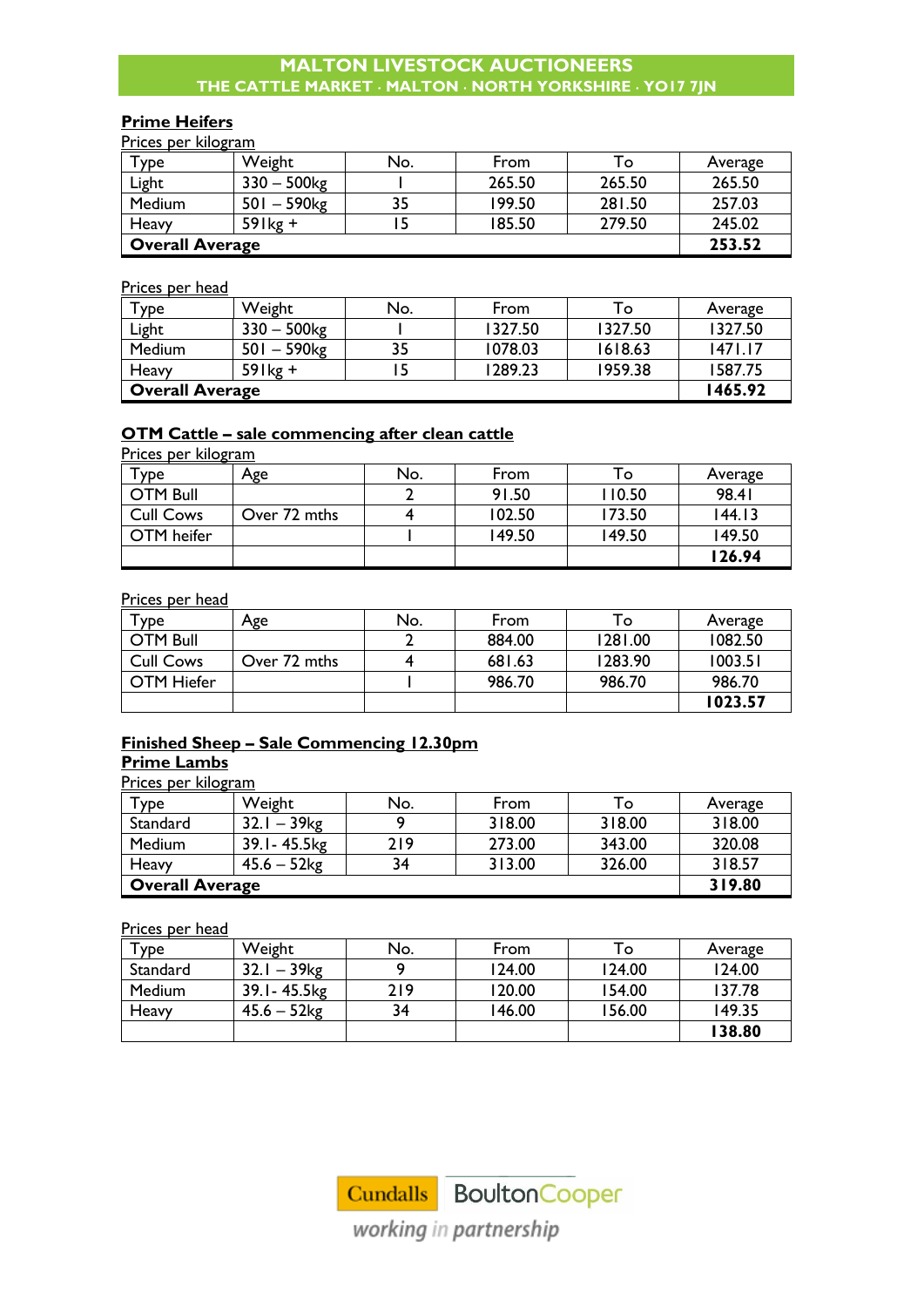**MALTON LIVESTOCK AUCTIONEERS**
**THE CATTLE MARKET · MALTON · NORTH YORKSHIRE · YO17 7JN**

## Prime Heifers

Prices per kilogram

| Type | Weight | No. | From | To | Average |
|---|---|---|---|---|---|
| Light | 330 – 500kg | 1 | 265.50 | 265.50 | 265.50 |
| Medium | 501 – 590kg | 35 | 199.50 | 281.50 | 257.03 |
| Heavy | 591kg + | 15 | 185.50 | 279.50 | 245.02 |
| **Overall Average** | | | | | **253.52** |

Prices per head

| Type | Weight | No. | From | To | Average |
|---|---|---|---|---|---|
| Light | 330 – 500kg | 1 | 1327.50 | 1327.50 | 1327.50 |
| Medium | 501 – 590kg | 35 | 1078.03 | 1618.63 | 1471.17 |
| Heavy | 591kg + | 15 | 1289.23 | 1959.38 | 1587.75 |
| **Overall Average** | | | | | **1465.92** |

## OTM Cattle – sale commencing after clean cattle

Prices per kilogram

| Type | Age | No. | From | To | Average |
|---|---|---|---|---|---|
| OTM Bull | | 2 | 91.50 | 110.50 | 98.41 |
| Cull Cows | Over 72 mths | 4 | 102.50 | 173.50 | 144.13 |
| OTM heifer | | 1 | 149.50 | 149.50 | 149.50 |
| | | | | | **126.94** |

Prices per head

| Type | Age | No. | From | To | Average |
|---|---|---|---|---|---|
| OTM Bull | | 2 | 884.00 | 1281.00 | 1082.50 |
| Cull Cows | Over 72 mths | 4 | 681.63 | 1283.90 | 1003.51 |
| OTM Hiefer | | 1 | 986.70 | 986.70 | 986.70 |
| | | | | | **1023.57** |

## Finished Sheep – Sale Commencing 12.30pm

### Prime Lambs

Prices per kilogram

| Type | Weight | No. | From | To | Average |
|---|---|---|---|---|---|
| Standard | 32.1 – 39kg | 9 | 318.00 | 318.00 | 318.00 |
| Medium | 39.1- 45.5kg | 219 | 273.00 | 343.00 | 320.08 |
| Heavy | 45.6 – 52kg | 34 | 313.00 | 326.00 | 318.57 |
| **Overall Average** | | | | | **319.80** |

Prices per head

| Type | Weight | No. | From | To | Average |
|---|---|---|---|---|---|
| Standard | 32.1 – 39kg | 9 | 124.00 | 124.00 | 124.00 |
| Medium | 39.1- 45.5kg | 219 | 120.00 | 154.00 | 137.78 |
| Heavy | 45.6 – 52kg | 34 | 146.00 | 156.00 | 149.35 |
| | | | | | **138.80** |

Cundalls BoultonCooper
working in partnership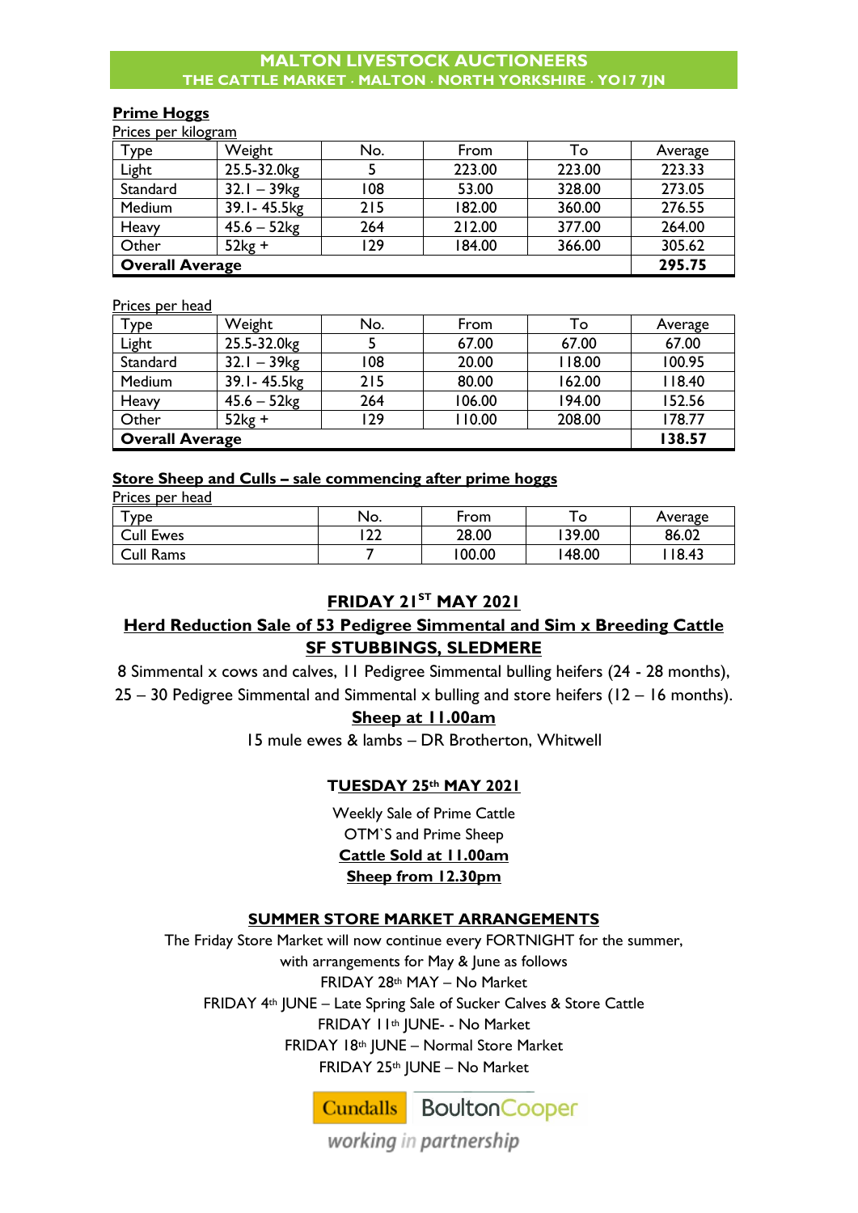# MALTON LIVESTOCK AUCTIONEERS
## THE CATTLE MARKET · MALTON · NORTH YORKSHIRE · YO17 7JN

**Prime Hoggs**

Prices per kilogram

| Type | Weight | No. | From | To | Average |
|---|---|---|---|---|---|
| Light | 25.5-32.0kg | 5 | 223.00 | 223.00 | 223.33 |
| Standard | 32.1 – 39kg | 108 | 53.00 | 328.00 | 273.05 |
| Medium | 39.1- 45.5kg | 215 | 182.00 | 360.00 | 276.55 |
| Heavy | 45.6 – 52kg | 264 | 212.00 | 377.00 | 264.00 |
| Other | 52kg + | 129 | 184.00 | 366.00 | 305.62 |
| **Overall Average** | | | | | **295.75** |

Prices per head

| Type | Weight | No. | From | To | Average |
|---|---|---|---|---|---|
| Light | 25.5-32.0kg | 5 | 67.00 | 67.00 | 67.00 |
| Standard | 32.1 – 39kg | 108 | 20.00 | 118.00 | 100.95 |
| Medium | 39.1- 45.5kg | 215 | 80.00 | 162.00 | 118.40 |
| Heavy | 45.6 – 52kg | 264 | 106.00 | 194.00 | 152.56 |
| Other | 52kg + | 129 | 110.00 | 208.00 | 178.77 |
| **Overall Average** | | | | | **138.57** |

**Store Sheep and Culls – sale commencing after prime hoggs**

Prices per head

| Type | No. | From | To | Average |
|---|---|---|---|---|
| Cull Ewes | 122 | 28.00 | 139.00 | 86.02 |
| Cull Rams | 7 | 100.00 | 148.00 | 118.43 |

**FRIDAY 21ST MAY 2021**

**Herd Reduction Sale of 53 Pedigree Simmental and Sim x Breeding Cattle**

**SF STUBBINGS, SLEDMERE**

8 Simmental x cows and calves, 11 Pedigree Simmental bulling heifers (24 - 28 months), 25 – 30 Pedigree Simmental and Simmental x bulling and store heifers (12 – 16 months).

**Sheep at 11.00am**

15 mule ewes & lambs – DR Brotherton, Whitwell

**TUESDAY 25th MAY 2021**

Weekly Sale of Prime Cattle

OTM`S and Prime Sheep

**Cattle Sold at 11.00am**

**Sheep from 12.30pm**

**SUMMER STORE MARKET ARRANGEMENTS**

The Friday Store Market will now continue every FORTNIGHT for the summer, with arrangements for May & June as follows

FRIDAY 28th MAY – No Market

FRIDAY 4th JUNE – Late Spring Sale of Sucker Calves & Store Cattle

FRIDAY 11th JUNE- - No Market

FRIDAY 18th JUNE – Normal Store Market

FRIDAY 25th JUNE – No Market

Cundalls BoultonCooper

*working in partnership*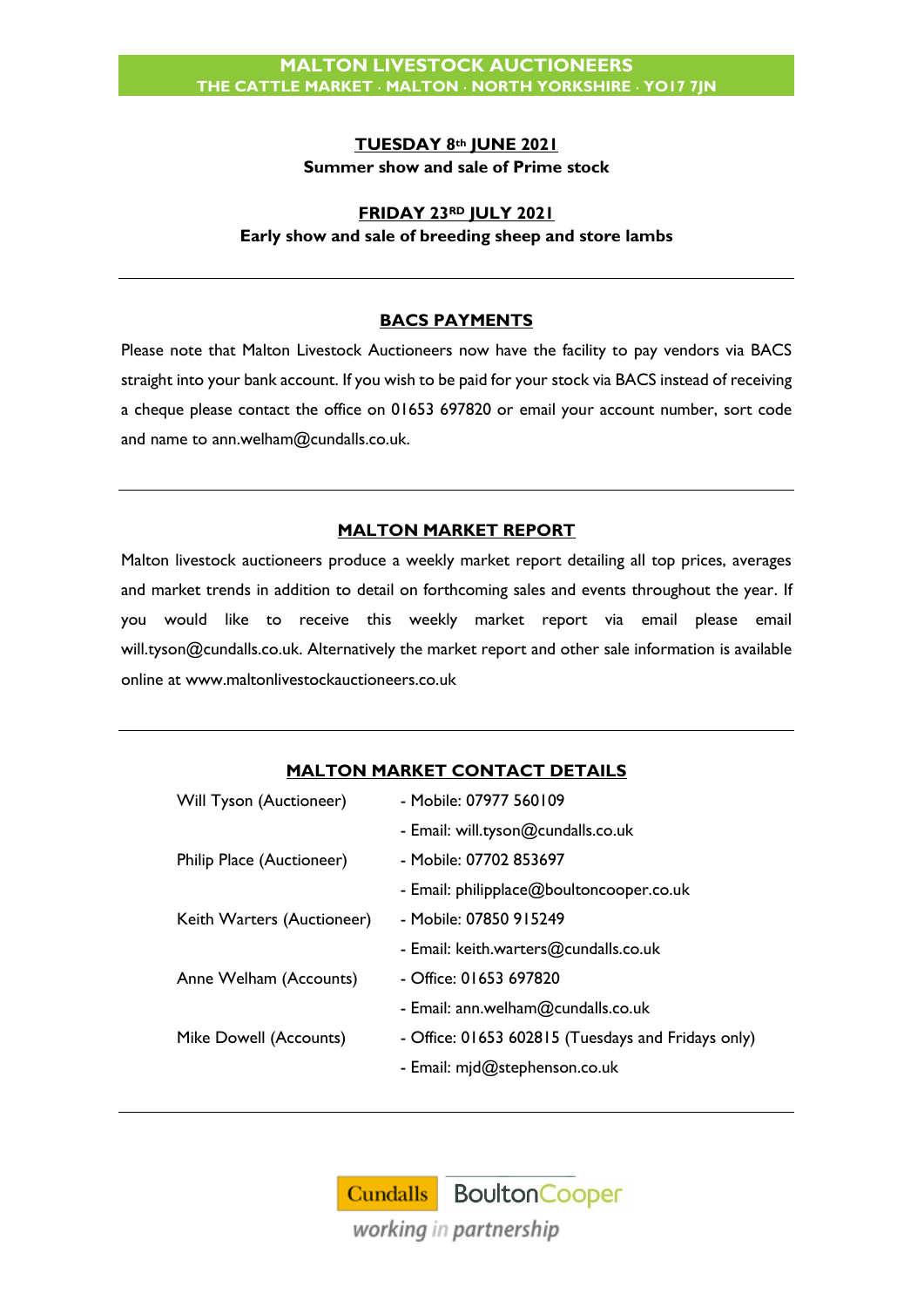# MALTON LIVESTOCK AUCTIONEERS
## THE CATTLE MARKET · MALTON · NORTH YORKSHIRE · YO17 7JN

**TUESDAY 8th JUNE 2021**

**Summer show and sale of Prime stock**

**FRIDAY 23RD JULY 2021**

**Early show and sale of breeding sheep and store lambs**

---

## BACS PAYMENTS

Please note that Malton Livestock Auctioneers now have the facility to pay vendors via BACS straight into your bank account. If you wish to be paid for your stock via BACS instead of receiving a cheque please contact the office on 01653 697820 or email your account number, sort code and name to ann.welham@cundalls.co.uk.

---

## MALTON MARKET REPORT

Malton livestock auctioneers produce a weekly market report detailing all top prices, averages and market trends in addition to detail on forthcoming sales and events throughout the year. If you would like to receive this weekly market report via email please email will.tyson@cundalls.co.uk. Alternatively the market report and other sale information is available online at www.maltonlivestockauctioneers.co.uk

---

## MALTON MARKET CONTACT DETAILS

| | |
|---|---|
| Will Tyson (Auctioneer) | - Mobile: 07977 560109 |
| | - Email: will.tyson@cundalls.co.uk |
| Philip Place (Auctioneer) | - Mobile: 07702 853697 |
| | - Email: philipplace@boultoncooper.co.uk |
| Keith Warters (Auctioneer) | - Mobile: 07850 915249 |
| | - Email: keith.warters@cundalls.co.uk |
| Anne Welham (Accounts) | - Office: 01653 697820 |
| | - Email: ann.welham@cundalls.co.uk |
| Mike Dowell (Accounts) | - Office: 01653 602815 (Tuesdays and Fridays only) |
| | - Email: mjd@stephenson.co.uk |

---

Cundalls BoultonCooper

*working in partnership*